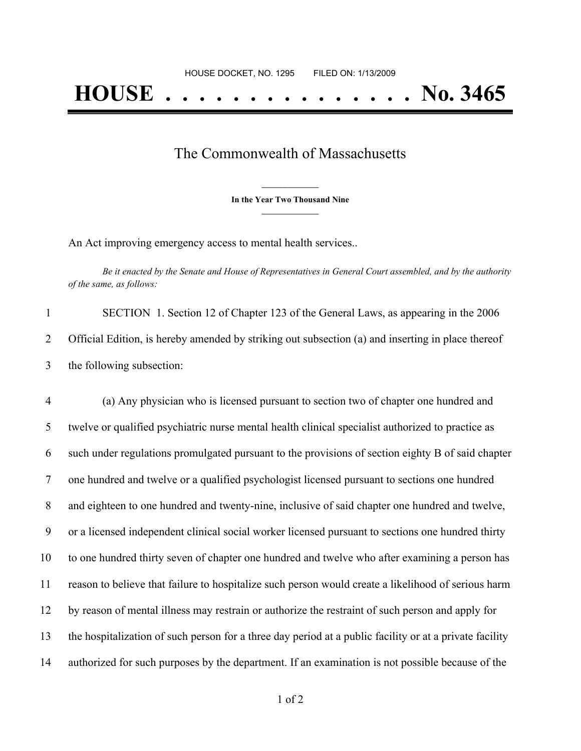HOUSE DOCKET, NO. 1295 FILED ON: 1/13/2009

# HOUSE . . . . . . . . . . . . . . . No. 3465

## The Commonwealth of Massachusetts

**In the Year Two Thousand Nine**

An Act improving emergency access to mental health services..

*Be it enacted by the Senate and House of Representatives in General Court assembled, and by the authority of the same, as follows:*

SECTION 1. Section 12 of Chapter 123 of the General Laws, as appearing in the 2006 Official Edition, is hereby amended by striking out subsection (a) and inserting in place thereof the following subsection:

(a) Any physician who is licensed pursuant to section two of chapter one hundred and twelve or qualified psychiatric nurse mental health clinical specialist authorized to practice as such under regulations promulgated pursuant to the provisions of section eighty B of said chapter one hundred and twelve or a qualified psychologist licensed pursuant to sections one hundred and eighteen to one hundred and twenty-nine, inclusive of said chapter one hundred and twelve, or a licensed independent clinical social worker licensed pursuant to sections one hundred thirty to one hundred thirty seven of chapter one hundred and twelve who after examining a person has reason to believe that failure to hospitalize such person would create a likelihood of serious harm by reason of mental illness may restrain or authorize the restraint of such person and apply for the hospitalization of such person for a three day period at a public facility or at a private facility authorized for such purposes by the department. If an examination is not possible because of the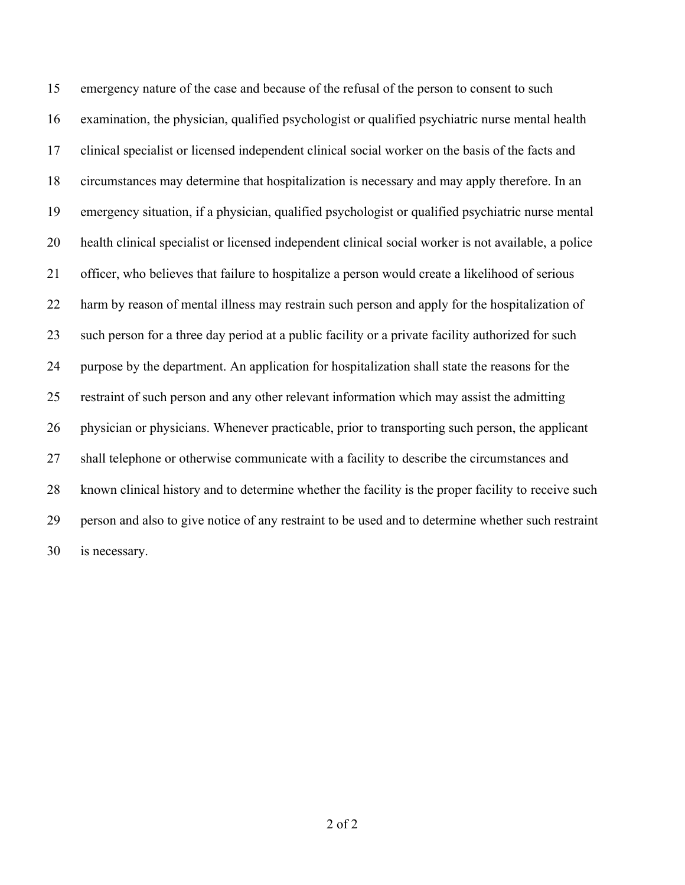emergency nature of the case and because of the refusal of the person to consent to such examination, the physician, qualified psychologist or qualified psychiatric nurse mental health clinical specialist or licensed independent clinical social worker on the basis of the facts and circumstances may determine that hospitalization is necessary and may apply therefore. In an emergency situation, if a physician, qualified psychologist or qualified psychiatric nurse mental health clinical specialist or licensed independent clinical social worker is not available, a police officer, who believes that failure to hospitalize a person would create a likelihood of serious harm by reason of mental illness may restrain such person and apply for the hospitalization of such person for a three day period at a public facility or a private facility authorized for such purpose by the department. An application for hospitalization shall state the reasons for the restraint of such person and any other relevant information which may assist the admitting physician or physicians. Whenever practicable, prior to transporting such person, the applicant shall telephone or otherwise communicate with a facility to describe the circumstances and known clinical history and to determine whether the facility is the proper facility to receive such person and also to give notice of any restraint to be used and to determine whether such restraint is necessary.